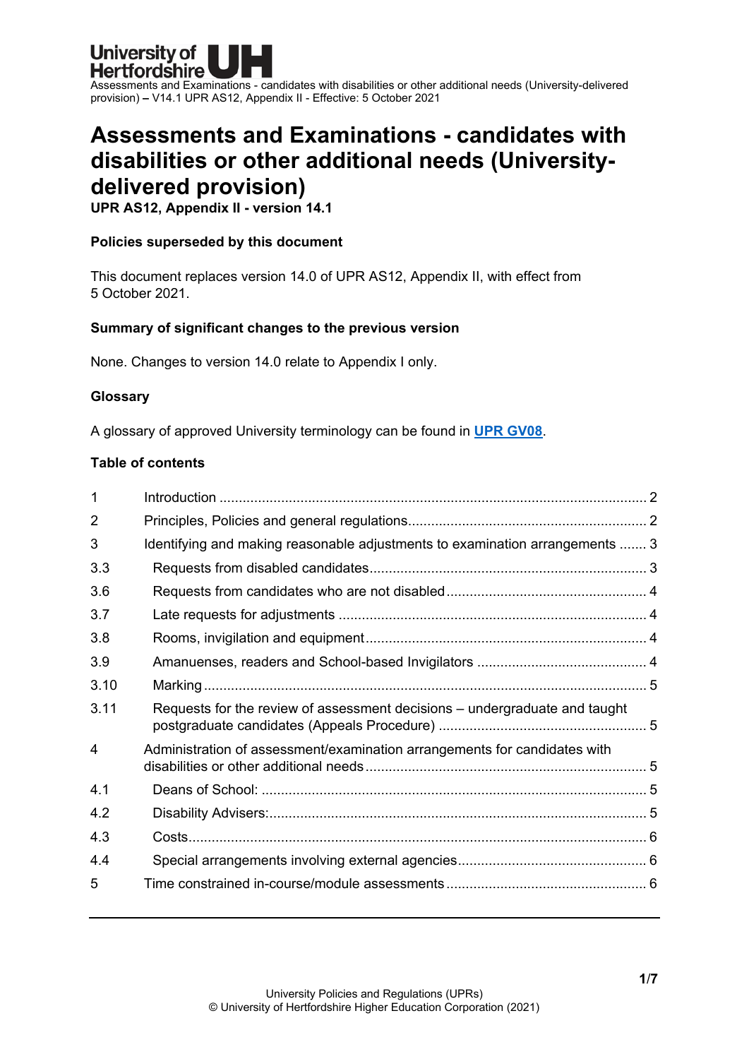# Assessments and Examinations - candidates with disabilities or other additional needs (University-delivered provision)

**UPR AS12, Appendix II - version 14.1**

**Policies superseded by this document**

This document replaces version 14.0 of UPR AS12, Appendix II, with effect from 5 October 2021.

**Summary of significant changes to the previous version**

None. Changes to version 14.0 relate to Appendix I only.

**Glossary**

A glossary of approved University terminology can be found in **UPR GV08**.

**Table of contents**

| | | |
|---|---|---|
| 1 | Introduction | 2 |
| 2 | Principles, Policies and general regulations | 2 |
| 3 | Identifying and making reasonable adjustments to examination arrangements | 3 |
| 3.3 | Requests from disabled candidates | 3 |
| 3.6 | Requests from candidates who are not disabled | 4 |
| 3.7 | Late requests for adjustments | 4 |
| 3.8 | Rooms, invigilation and equipment | 4 |
| 3.9 | Amanuenses, readers and School-based Invigilators | 4 |
| 3.10 | Marking | 5 |
| 3.11 | Requests for the review of assessment decisions – undergraduate and taught postgraduate candidates (Appeals Procedure) | 5 |
| 4 | Administration of assessment/examination arrangements for candidates with disabilities or other additional needs | 5 |
| 4.1 | Deans of School: | 5 |
| 4.2 | Disability Advisers: | 5 |
| 4.3 | Costs | 6 |
| 4.4 | Special arrangements involving external agencies | 6 |
| 5 | Time constrained in-course/module assessments | 6 |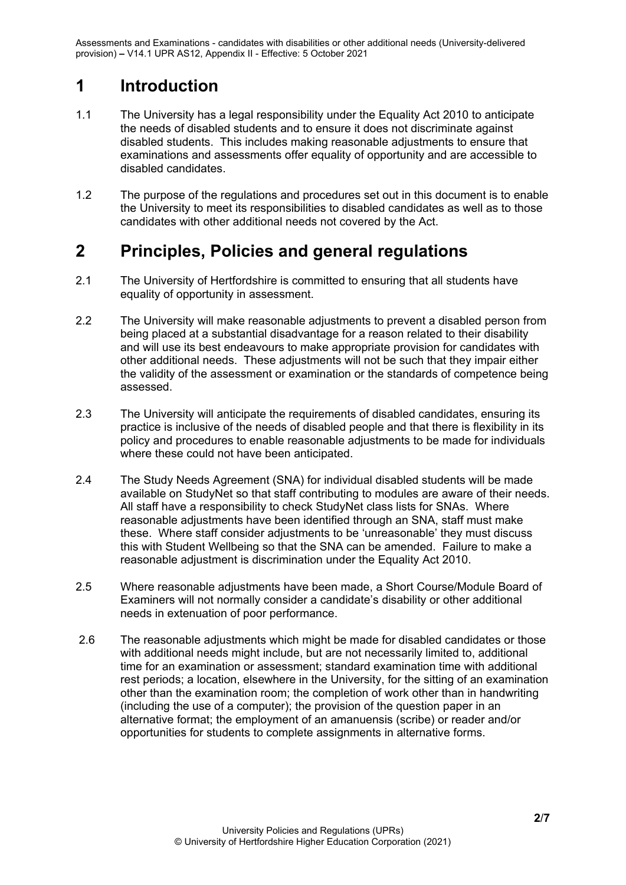# 1 Introduction

1.1 The University has a legal responsibility under the Equality Act 2010 to anticipate the needs of disabled students and to ensure it does not discriminate against disabled students. This includes making reasonable adjustments to ensure that examinations and assessments offer equality of opportunity and are accessible to disabled candidates.

1.2 The purpose of the regulations and procedures set out in this document is to enable the University to meet its responsibilities to disabled candidates as well as to those candidates with other additional needs not covered by the Act.

# 2 Principles, Policies and general regulations

2.1 The University of Hertfordshire is committed to ensuring that all students have equality of opportunity in assessment.

2.2 The University will make reasonable adjustments to prevent a disabled person from being placed at a substantial disadvantage for a reason related to their disability and will use its best endeavours to make appropriate provision for candidates with other additional needs. These adjustments will not be such that they impair either the validity of the assessment or examination or the standards of competence being assessed.

2.3 The University will anticipate the requirements of disabled candidates, ensuring its practice is inclusive of the needs of disabled people and that there is flexibility in its policy and procedures to enable reasonable adjustments to be made for individuals where these could not have been anticipated.

2.4 The Study Needs Agreement (SNA) for individual disabled students will be made available on StudyNet so that staff contributing to modules are aware of their needs. All staff have a responsibility to check StudyNet class lists for SNAs. Where reasonable adjustments have been identified through an SNA, staff must make these. Where staff consider adjustments to be 'unreasonable' they must discuss this with Student Wellbeing so that the SNA can be amended. Failure to make a reasonable adjustment is discrimination under the Equality Act 2010.

2.5 Where reasonable adjustments have been made, a Short Course/Module Board of Examiners will not normally consider a candidate's disability or other additional needs in extenuation of poor performance.

2.6 The reasonable adjustments which might be made for disabled candidates or those with additional needs might include, but are not necessarily limited to, additional time for an examination or assessment; standard examination time with additional rest periods; a location, elsewhere in the University, for the sitting of an examination other than the examination room; the completion of work other than in handwriting (including the use of a computer); the provision of the question paper in an alternative format; the employment of an amanuensis (scribe) or reader and/or opportunities for students to complete assignments in alternative forms.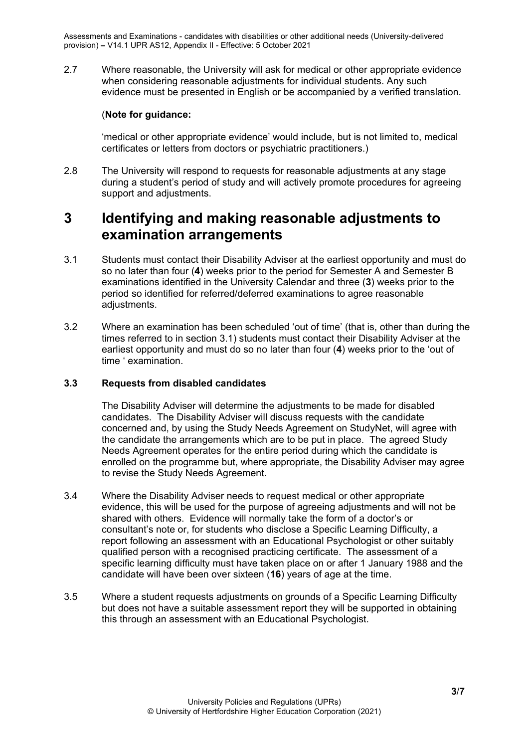2.7 Where reasonable, the University will ask for medical or other appropriate evidence when considering reasonable adjustments for individual students. Any such evidence must be presented in English or be accompanied by a verified translation.

(**Note for guidance:**

'medical or other appropriate evidence' would include, but is not limited to, medical certificates or letters from doctors or psychiatric practitioners.)

2.8 The University will respond to requests for reasonable adjustments at any stage during a student's period of study and will actively promote procedures for agreeing support and adjustments.

# 3 Identifying and making reasonable adjustments to examination arrangements

3.1 Students must contact their Disability Adviser at the earliest opportunity and must do so no later than four (**4**) weeks prior to the period for Semester A and Semester B examinations identified in the University Calendar and three (**3**) weeks prior to the period so identified for referred/deferred examinations to agree reasonable adjustments.

3.2 Where an examination has been scheduled 'out of time' (that is, other than during the times referred to in section 3.1) students must contact their Disability Adviser at the earliest opportunity and must do so no later than four (**4**) weeks prior to the 'out of time ' examination.

### 3.3 Requests from disabled candidates

The Disability Adviser will determine the adjustments to be made for disabled candidates. The Disability Adviser will discuss requests with the candidate concerned and, by using the Study Needs Agreement on StudyNet, will agree with the candidate the arrangements which are to be put in place. The agreed Study Needs Agreement operates for the entire period during which the candidate is enrolled on the programme but, where appropriate, the Disability Adviser may agree to revise the Study Needs Agreement.

3.4 Where the Disability Adviser needs to request medical or other appropriate evidence, this will be used for the purpose of agreeing adjustments and will not be shared with others. Evidence will normally take the form of a doctor's or consultant's note or, for students who disclose a Specific Learning Difficulty, a report following an assessment with an Educational Psychologist or other suitably qualified person with a recognised practicing certificate. The assessment of a specific learning difficulty must have taken place on or after 1 January 1988 and the candidate will have been over sixteen (**16**) years of age at the time.

3.5 Where a student requests adjustments on grounds of a Specific Learning Difficulty but does not have a suitable assessment report they will be supported in obtaining this through an assessment with an Educational Psychologist.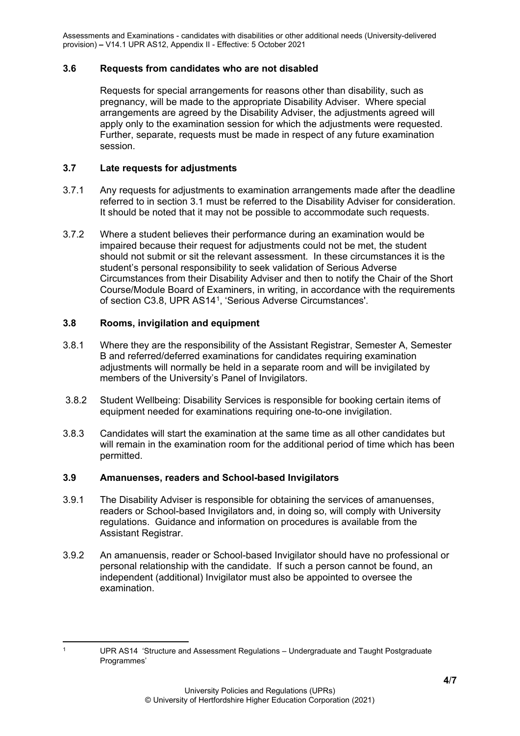### 3.6 Requests from candidates who are not disabled

Requests for special arrangements for reasons other than disability, such as pregnancy, will be made to the appropriate Disability Adviser. Where special arrangements are agreed by the Disability Adviser, the adjustments agreed will apply only to the examination session for which the adjustments were requested. Further, separate, requests must be made in respect of any future examination session.

### 3.7 Late requests for adjustments

3.7.1 Any requests for adjustments to examination arrangements made after the deadline referred to in section 3.1 must be referred to the Disability Adviser for consideration. It should be noted that it may not be possible to accommodate such requests.

3.7.2 Where a student believes their performance during an examination would be impaired because their request for adjustments could not be met, the student should not submit or sit the relevant assessment. In these circumstances it is the student's personal responsibility to seek validation of Serious Adverse Circumstances from their Disability Adviser and then to notify the Chair of the Short Course/Module Board of Examiners, in writing, in accordance with the requirements of section C3.8, UPR AS14[1], 'Serious Adverse Circumstances'.

### 3.8 Rooms, invigilation and equipment

3.8.1 Where they are the responsibility of the Assistant Registrar, Semester A, Semester B and referred/deferred examinations for candidates requiring examination adjustments will normally be held in a separate room and will be invigilated by members of the University's Panel of Invigilators.

3.8.2 Student Wellbeing: Disability Services is responsible for booking certain items of equipment needed for examinations requiring one-to-one invigilation.

3.8.3 Candidates will start the examination at the same time as all other candidates but will remain in the examination room for the additional period of time which has been permitted.

### 3.9 Amanuenses, readers and School-based Invigilators

3.9.1 The Disability Adviser is responsible for obtaining the services of amanuenses, readers or School-based Invigilators and, in doing so, will comply with University regulations. Guidance and information on procedures is available from the Assistant Registrar.

3.9.2 An amanuensis, reader or School-based Invigilator should have no professional or personal relationship with the candidate. If such a person cannot be found, an independent (additional) Invigilator must also be appointed to oversee the examination.

---

[1] UPR AS14 'Structure and Assessment Regulations – Undergraduate and Taught Postgraduate Programmes'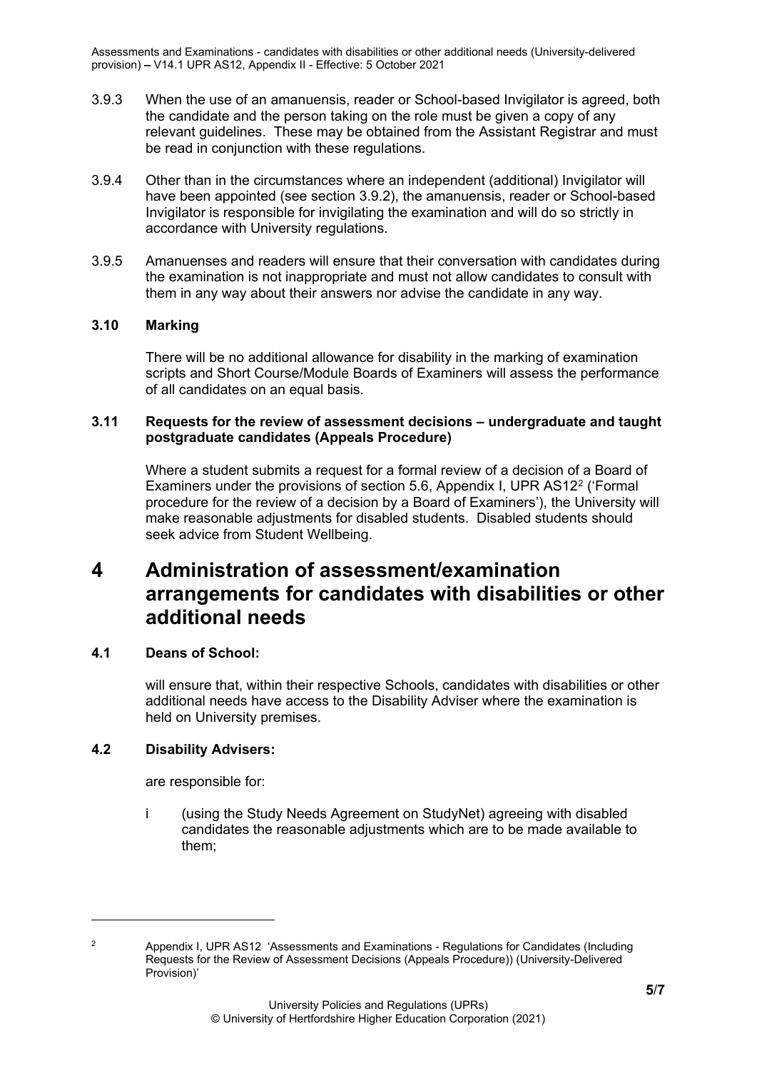3.9.3 When the use of an amanuensis, reader or School-based Invigilator is agreed, both the candidate and the person taking on the role must be given a copy of any relevant guidelines. These may be obtained from the Assistant Registrar and must be read in conjunction with these regulations.

3.9.4 Other than in the circumstances where an independent (additional) Invigilator will have been appointed (see section 3.9.2), the amanuensis, reader or School-based Invigilator is responsible for invigilating the examination and will do so strictly in accordance with University regulations.

3.9.5 Amanuenses and readers will ensure that their conversation with candidates during the examination is not inappropriate and must not allow candidates to consult with them in any way about their answers nor advise the candidate in any way.

### 3.10 Marking

There will be no additional allowance for disability in the marking of examination scripts and Short Course/Module Boards of Examiners will assess the performance of all candidates on an equal basis.

### 3.11 Requests for the review of assessment decisions – undergraduate and taught postgraduate candidates (Appeals Procedure)

Where a student submits a request for a formal review of a decision of a Board of Examiners under the provisions of section 5.6, Appendix I, UPR AS12[2] ('Formal procedure for the review of a decision by a Board of Examiners'), the University will make reasonable adjustments for disabled students. Disabled students should seek advice from Student Wellbeing.

# 4 Administration of assessment/examination arrangements for candidates with disabilities or other additional needs

### 4.1 Deans of School:

will ensure that, within their respective Schools, candidates with disabilities or other additional needs have access to the Disability Adviser where the examination is held on University premises.

### 4.2 Disability Advisers:

are responsible for:

i (using the Study Needs Agreement on StudyNet) agreeing with disabled candidates the reasonable adjustments which are to be made available to them;

---

[2] Appendix I, UPR AS12 'Assessments and Examinations - Regulations for Candidates (Including Requests for the Review of Assessment Decisions (Appeals Procedure)) (University-Delivered Provision)'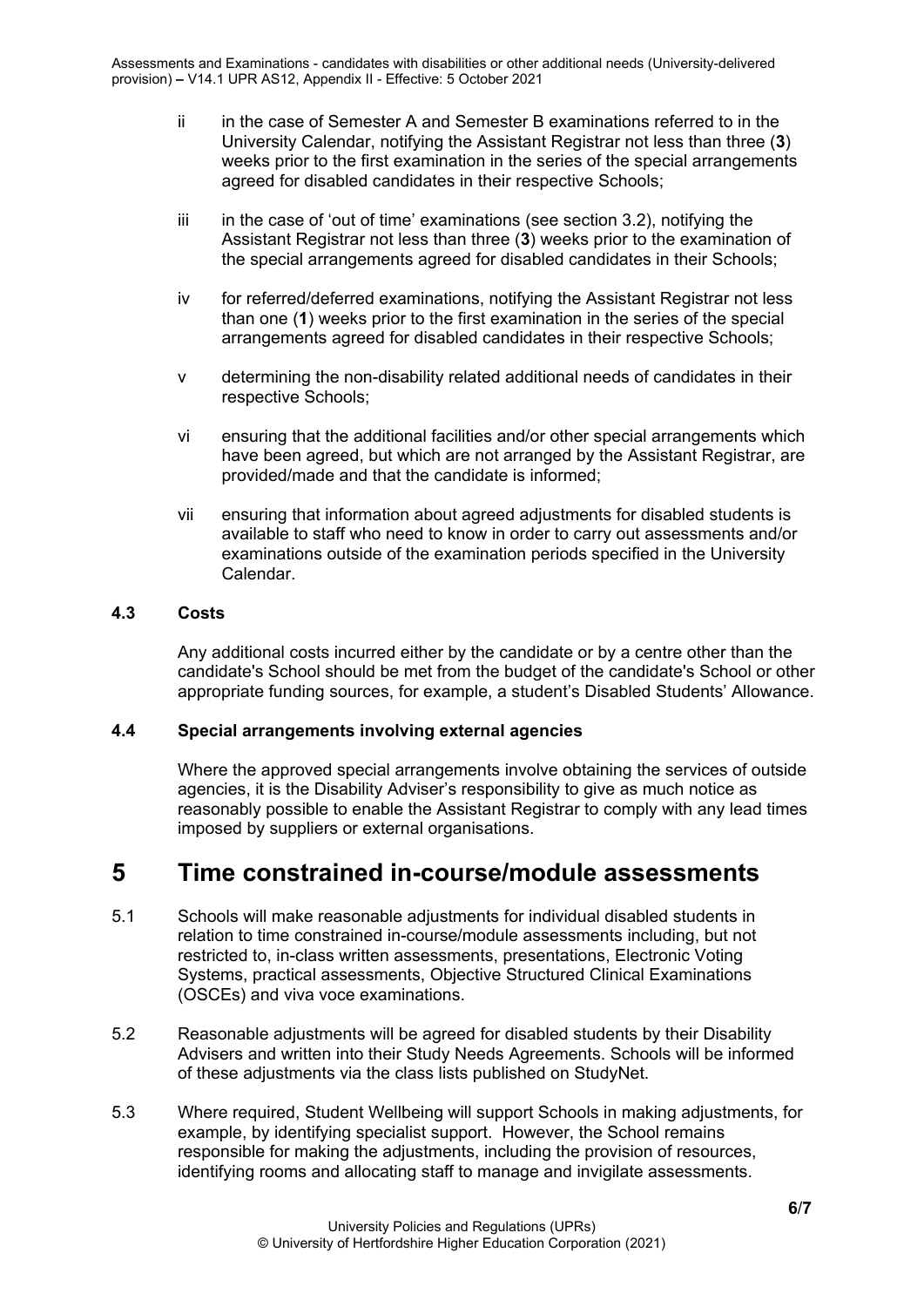ii in the case of Semester A and Semester B examinations referred to in the University Calendar, notifying the Assistant Registrar not less than three (**3**) weeks prior to the first examination in the series of the special arrangements agreed for disabled candidates in their respective Schools;

iii in the case of 'out of time' examinations (see section 3.2), notifying the Assistant Registrar not less than three (**3**) weeks prior to the examination of the special arrangements agreed for disabled candidates in their Schools;

iv for referred/deferred examinations, notifying the Assistant Registrar not less than one (**1**) weeks prior to the first examination in the series of the special arrangements agreed for disabled candidates in their respective Schools;

v determining the non-disability related additional needs of candidates in their respective Schools;

vi ensuring that the additional facilities and/or other special arrangements which have been agreed, but which are not arranged by the Assistant Registrar, are provided/made and that the candidate is informed;

vii ensuring that information about agreed adjustments for disabled students is available to staff who need to know in order to carry out assessments and/or examinations outside of the examination periods specified in the University Calendar.

### 4.3 Costs

Any additional costs incurred either by the candidate or by a centre other than the candidate's School should be met from the budget of the candidate's School or other appropriate funding sources, for example, a student's Disabled Students' Allowance.

### 4.4 Special arrangements involving external agencies

Where the approved special arrangements involve obtaining the services of outside agencies, it is the Disability Adviser's responsibility to give as much notice as reasonably possible to enable the Assistant Registrar to comply with any lead times imposed by suppliers or external organisations.

# 5 Time constrained in-course/module assessments

5.1 Schools will make reasonable adjustments for individual disabled students in relation to time constrained in-course/module assessments including, but not restricted to, in-class written assessments, presentations, Electronic Voting Systems, practical assessments, Objective Structured Clinical Examinations (OSCEs) and viva voce examinations.

5.2 Reasonable adjustments will be agreed for disabled students by their Disability Advisers and written into their Study Needs Agreements. Schools will be informed of these adjustments via the class lists published on StudyNet.

5.3 Where required, Student Wellbeing will support Schools in making adjustments, for example, by identifying specialist support. However, the School remains responsible for making the adjustments, including the provision of resources, identifying rooms and allocating staff to manage and invigilate assessments.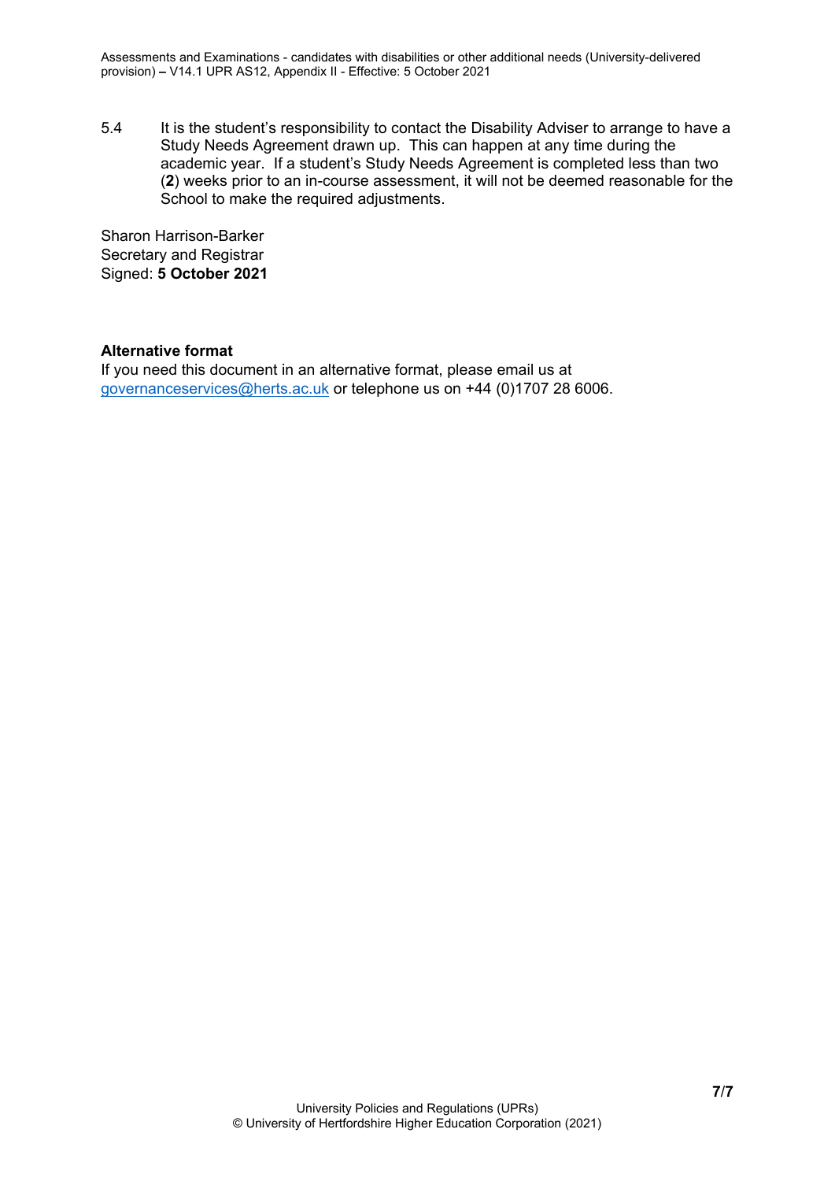5.4 It is the student's responsibility to contact the Disability Adviser to arrange to have a Study Needs Agreement drawn up. This can happen at any time during the academic year. If a student's Study Needs Agreement is completed less than two (**2**) weeks prior to an in-course assessment, it will not be deemed reasonable for the School to make the required adjustments.

Sharon Harrison-Barker
Secretary and Registrar
Signed: **5 October 2021**

**Alternative format**
If you need this document in an alternative format, please email us at [governanceservices@herts.ac.uk](mailto:governanceservices@herts.ac.uk) or telephone us on +44 (0)1707 28 6006.